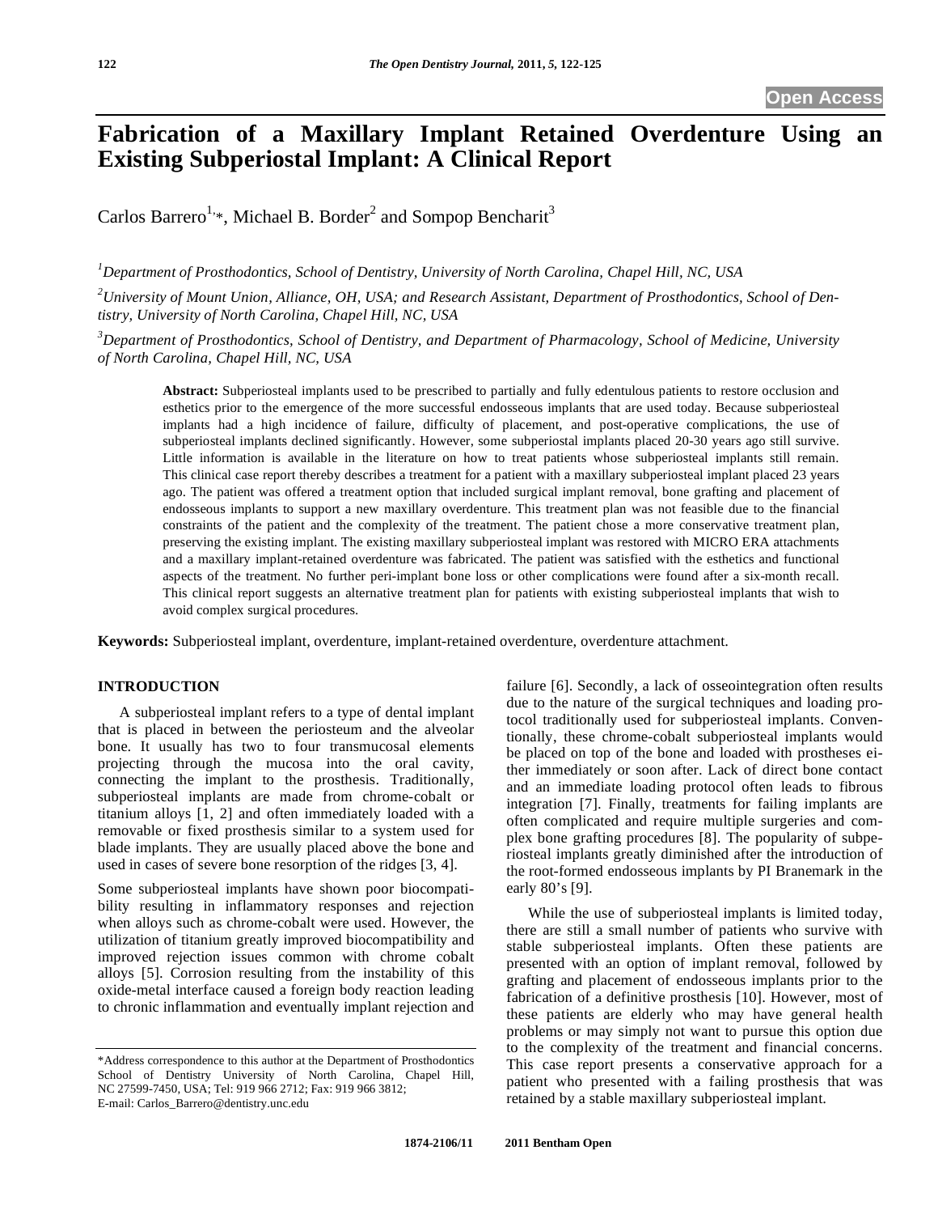Open Access

# Fabrication of a Maxillary Implant Retained Overdenture Using an Existing Subperiostal Implant: A Clinical Report

Carlos Barrero[1,*], Michael B. Border[2] and Sompop Bencharit[3]

[1]*Department of Prosthodontics, School of Dentistry, University of North Carolina, Chapel Hill, NC, USA*

[2]*University of Mount Union, Alliance, OH, USA; and Research Assistant, Department of Prosthodontics, School of Dentistry, University of North Carolina, Chapel Hill, NC, USA*

[3]*Department of Prosthodontics, School of Dentistry, and Department of Pharmacology, School of Medicine, University of North Carolina, Chapel Hill, NC, USA*

**Abstract:** Subperiosteal implants used to be prescribed to partially and fully edentulous patients to restore occlusion and esthetics prior to the emergence of the more successful endosseous implants that are used today. Because subperiosteal implants had a high incidence of failure, difficulty of placement, and post-operative complications, the use of subperiosteal implants declined significantly. However, some subperiostal implants placed 20-30 years ago still survive. Little information is available in the literature on how to treat patients whose subperiosteal implants still remain. This clinical case report thereby describes a treatment for a patient with a maxillary subperiosteal implant placed 23 years ago. The patient was offered a treatment option that included surgical implant removal, bone grafting and placement of endosseous implants to support a new maxillary overdenture. This treatment plan was not feasible due to the financial constraints of the patient and the complexity of the treatment. The patient chose a more conservative treatment plan, preserving the existing implant. The existing maxillary subperiosteal implant was restored with MICRO ERA attachments and a maxillary implant-retained overdenture was fabricated. The patient was satisfied with the esthetics and functional aspects of the treatment. No further peri-implant bone loss or other complications were found after a six-month recall. This clinical report suggests an alternative treatment plan for patients with existing subperiosteal implants that wish to avoid complex surgical procedures.

**Keywords:** Subperiosteal implant, overdenture, implant-retained overdenture, overdenture attachment.

## INTRODUCTION

A subperiosteal implant refers to a type of dental implant that is placed in between the periosteum and the alveolar bone. It usually has two to four transmucosal elements projecting through the mucosa into the oral cavity, connecting the implant to the prosthesis. Traditionally, subperiosteal implants are made from chrome-cobalt or titanium alloys [1, 2] and often immediately loaded with a removable or fixed prosthesis similar to a system used for blade implants. They are usually placed above the bone and used in cases of severe bone resorption of the ridges [3, 4].

Some subperiosteal implants have shown poor biocompatibility resulting in inflammatory responses and rejection when alloys such as chrome-cobalt were used. However, the utilization of titanium greatly improved biocompatibility and improved rejection issues common with chrome cobalt alloys [5]. Corrosion resulting from the instability of this oxide-metal interface caused a foreign body reaction leading to chronic inflammation and eventually implant rejection and failure [6]. Secondly, a lack of osseointegration often results due to the nature of the surgical techniques and loading protocol traditionally used for subperiosteal implants. Conventionally, these chrome-cobalt subperiosteal implants would be placed on top of the bone and loaded with prostheses either immediately or soon after. Lack of direct bone contact and an immediate loading protocol often leads to fibrous integration [7]. Finally, treatments for failing implants are often complicated and require multiple surgeries and complex bone grafting procedures [8]. The popularity of subperiosteal implants greatly diminished after the introduction of the root-formed endosseous implants by PI Branemark in the early 80's [9].

While the use of subperiosteal implants is limited today, there are still a small number of patients who survive with stable subperiosteal implants. Often these patients are presented with an option of implant removal, followed by grafting and placement of endosseous implants prior to the fabrication of a definitive prosthesis [10]. However, most of these patients are elderly who may have general health problems or may simply not want to pursue this option due to the complexity of the treatment and financial concerns. This case report presents a conservative approach for a patient who presented with a failing prosthesis that was retained by a stable maxillary subperiosteal implant.

*Address correspondence to this author at the Department of Prosthodontics School of Dentistry University of North Carolina, Chapel Hill, NC 27599-7450, USA; Tel: 919 966 2712; Fax: 919 966 3812; E-mail: Carlos_Barrero@dentistry.unc.edu

1874-2106/11 2011 Bentham Open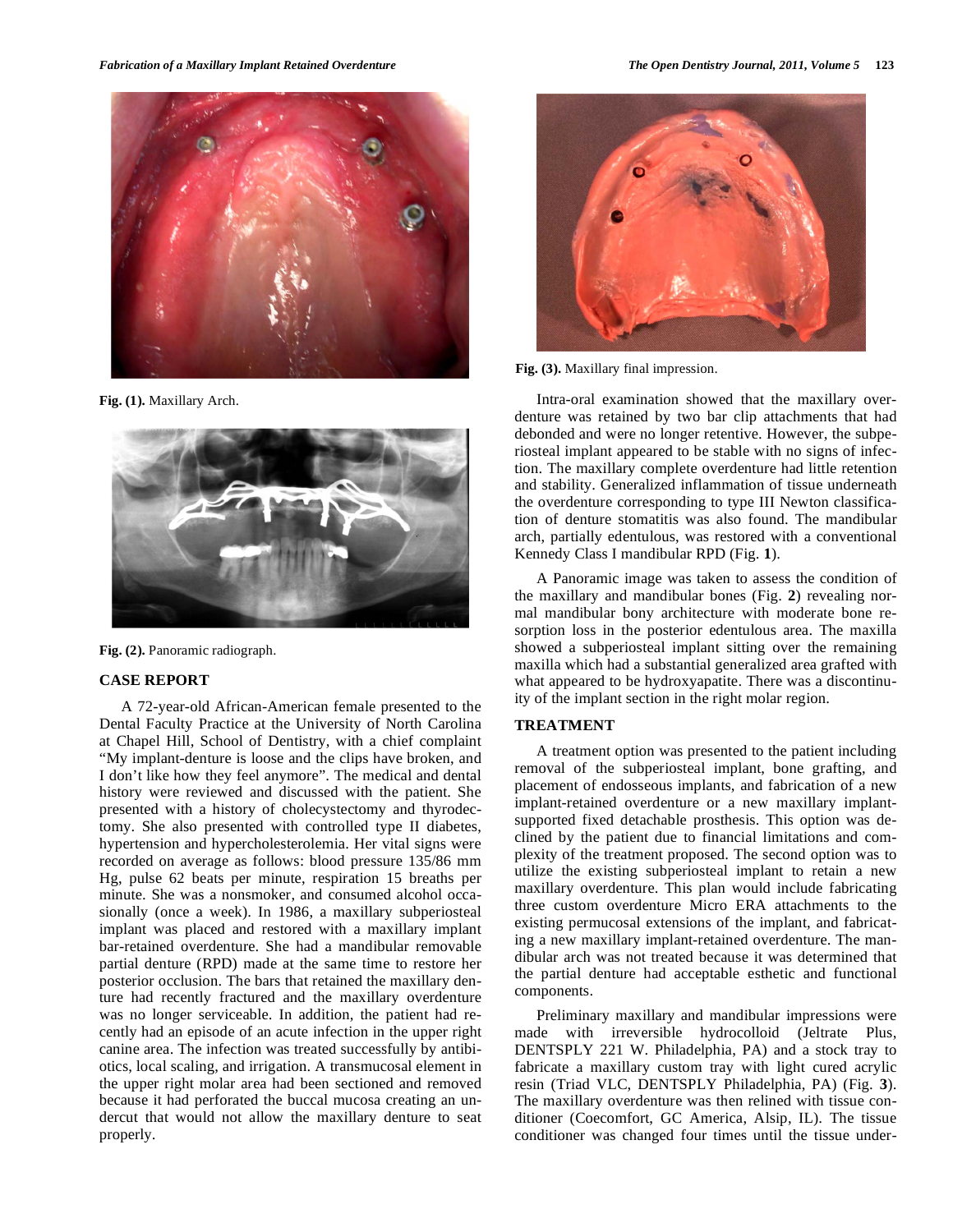Fig. (1). Maxillary Arch.

Fig. (2). Panoramic radiograph.

## CASE REPORT

A 72-year-old African-American female presented to the Dental Faculty Practice at the University of North Carolina at Chapel Hill, School of Dentistry, with a chief complaint "My implant-denture is loose and the clips have broken, and I don't like how they feel anymore". The medical and dental history were reviewed and discussed with the patient. She presented with a history of cholecystectomy and thyrodectomy. She also presented with controlled type II diabetes, hypertension and hypercholesterolemia. Her vital signs were recorded on average as follows: blood pressure 135/86 mm Hg, pulse 62 beats per minute, respiration 15 breaths per minute. She was a nonsmoker, and consumed alcohol occasionally (once a week). In 1986, a maxillary subperiosteal implant was placed and restored with a maxillary implant bar-retained overdenture. She had a mandibular removable partial denture (RPD) made at the same time to restore her posterior occlusion. The bars that retained the maxillary denture had recently fractured and the maxillary overdenture was no longer serviceable. In addition, the patient had recently had an episode of an acute infection in the upper right canine area. The infection was treated successfully by antibiotics, local scaling, and irrigation. A transmucosal element in the upper right molar area had been sectioned and removed because it had perforated the buccal mucosa creating an undercut that would not allow the maxillary denture to seat properly.

Fig. (3). Maxillary final impression.

Intra-oral examination showed that the maxillary overdenture was retained by two bar clip attachments that had debonded and were no longer retentive. However, the subperiosteal implant appeared to be stable with no signs of infection. The maxillary complete overdenture had little retention and stability. Generalized inflammation of tissue underneath the overdenture corresponding to type III Newton classification of denture stomatitis was also found. The mandibular arch, partially edentulous, was restored with a conventional Kennedy Class I mandibular RPD (Fig. **1**).

A Panoramic image was taken to assess the condition of the maxillary and mandibular bones (Fig. **2**) revealing normal mandibular bony architecture with moderate bone resorption loss in the posterior edentulous area. The maxilla showed a subperiosteal implant sitting over the remaining maxilla which had a substantial generalized area grafted with what appeared to be hydroxyapatite. There was a discontinuity of the implant section in the right molar region.

## TREATMENT

A treatment option was presented to the patient including removal of the subperiosteal implant, bone grafting, and placement of endosseous implants, and fabrication of a new implant-retained overdenture or a new maxillary implant-supported fixed detachable prosthesis. This option was declined by the patient due to financial limitations and complexity of the treatment proposed. The second option was to utilize the existing subperiosteal implant to retain a new maxillary overdenture. This plan would include fabricating three custom overdenture Micro ERA attachments to the existing permucosal extensions of the implant, and fabricating a new maxillary implant-retained overdenture. The mandibular arch was not treated because it was determined that the partial denture had acceptable esthetic and functional components.

Preliminary maxillary and mandibular impressions were made with irreversible hydrocolloid (Jeltrate Plus, DENTSPLY 221 W. Philadelphia, PA) and a stock tray to fabricate a maxillary custom tray with light cured acrylic resin (Triad VLC, DENTSPLY Philadelphia, PA) (Fig. **3**). The maxillary overdenture was then relined with tissue conditioner (Coecomfort, GC America, Alsip, IL). The tissue conditioner was changed four times until the tissue under-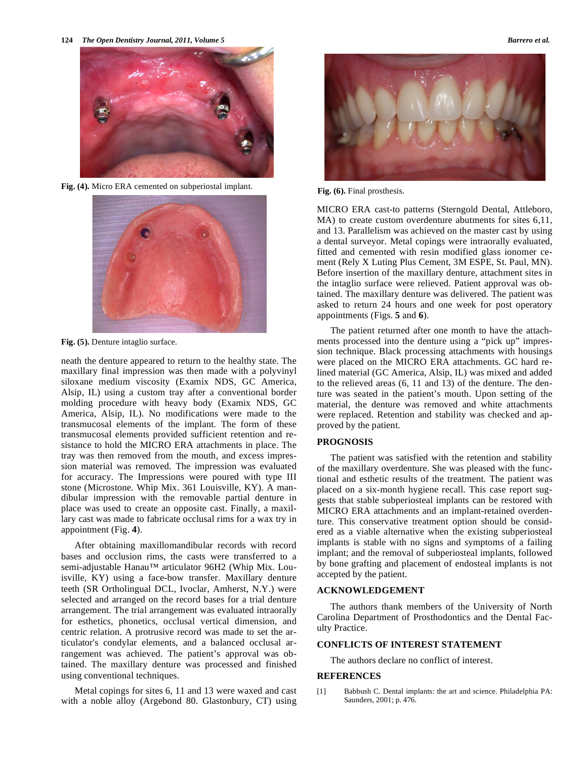Fig. (4). Micro ERA cemented on subperiostal implant.

Fig. (5). Denture intaglio surface.

neath the denture appeared to return to the healthy state. The maxillary final impression was then made with a polyvinyl siloxane medium viscosity (Examix NDS, GC America, Alsip, IL) using a custom tray after a conventional border molding procedure with heavy body (Examix NDS, GC America, Alsip, IL). No modifications were made to the transmucosal elements of the implant. The form of these transmucosal elements provided sufficient retention and resistance to hold the MICRO ERA attachments in place. The tray was then removed from the mouth, and excess impression material was removed. The impression was evaluated for accuracy. The Impressions were poured with type III stone (Microstone. Whip Mix. 361 Louisville, KY). A mandibular impression with the removable partial denture in place was used to create an opposite cast. Finally, a maxillary cast was made to fabricate occlusal rims for a wax try in appointment (Fig. **4**).

After obtaining maxillomandibular records with record bases and occlusion rims, the casts were transferred to a semi-adjustable Hanau™ articulator 96H2 (Whip Mix. Louisville, KY) using a face-bow transfer. Maxillary denture teeth (SR Ortholingual DCL, Ivoclar, Amherst, N.Y.) were selected and arranged on the record bases for a trial denture arrangement. The trial arrangement was evaluated intraorally for esthetics, phonetics, occlusal vertical dimension, and centric relation. A protrusive record was made to set the articulator's condylar elements, and a balanced occlusal arrangement was achieved. The patient's approval was obtained. The maxillary denture was processed and finished using conventional techniques.

Metal copings for sites 6, 11 and 13 were waxed and cast with a noble alloy (Argebond 80. Glastonbury, CT) using MICRO ERA cast-to patterns (Sterngold Dental, Attleboro, MA) to create custom overdenture abutments for sites 6,11, and 13. Parallelism was achieved on the master cast by using a dental surveyor. Metal copings were intraorally evaluated, fitted and cemented with resin modified glass ionomer cement (Rely X Luting Plus Cement, 3M ESPE, St. Paul, MN). Before insertion of the maxillary denture, attachment sites in the intaglio surface were relieved. Patient approval was obtained. The maxillary denture was delivered. The patient was asked to return 24 hours and one week for post operatory appointments (Figs. **5** and **6**).

Fig. (6). Final prosthesis.

The patient returned after one month to have the attachments processed into the denture using a "pick up" impression technique. Black processing attachments with housings were placed on the MICRO ERA attachments. GC hard relined material (GC America, Alsip, IL) was mixed and added to the relieved areas (6, 11 and 13) of the denture. The denture was seated in the patient's mouth. Upon setting of the material, the denture was removed and white attachments were replaced. Retention and stability was checked and approved by the patient.

## PROGNOSIS

The patient was satisfied with the retention and stability of the maxillary overdenture. She was pleased with the functional and esthetic results of the treatment. The patient was placed on a six-month hygiene recall. This case report suggests that stable subperiosteal implants can be restored with MICRO ERA attachments and an implant-retained overdenture. This conservative treatment option should be considered as a viable alternative when the existing subperiosteal implants is stable with no signs and symptoms of a failing implant; and the removal of subperiosteal implants, followed by bone grafting and placement of endosteal implants is not accepted by the patient.

## ACKNOWLEDGEMENT

The authors thank members of the University of North Carolina Department of Prosthodontics and the Dental Faculty Practice.

## CONFLICTS OF INTEREST STATEMENT

The authors declare no conflict of interest.

## REFERENCES

[1] Babbush C. Dental implants: the art and science. Philadelphia PA: Saunders, 2001; p. 476.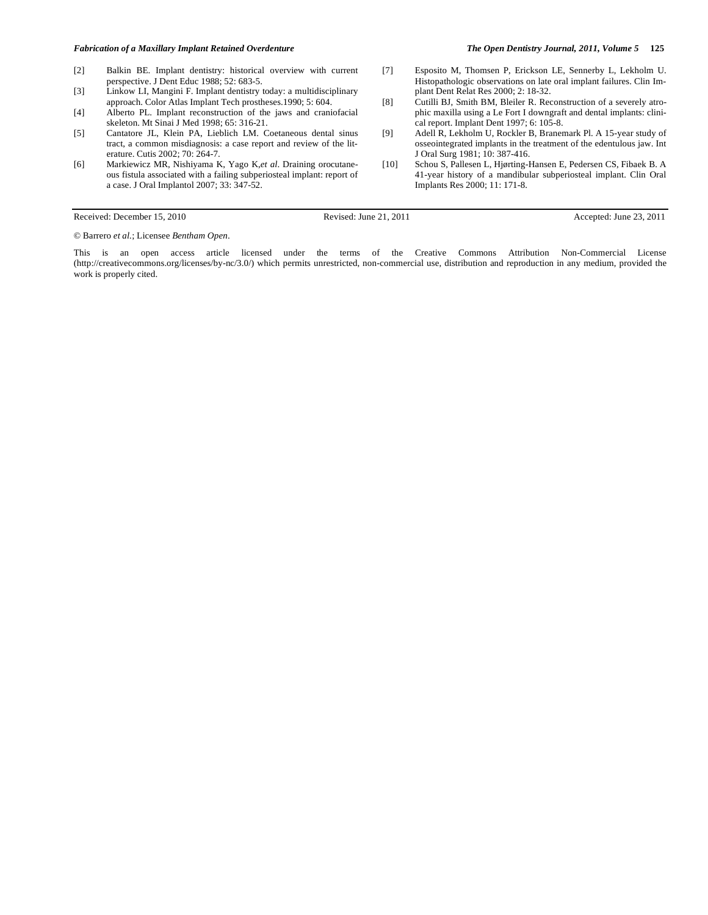[2] Balkin BE. Implant dentistry: historical overview with current perspective. J Dent Educ 1988; 52: 683-5.

[3] Linkow LI, Mangini F. Implant dentistry today: a multidisciplinary approach. Color Atlas Implant Tech prostheses.1990; 5: 604.

[4] Alberto PL. Implant reconstruction of the jaws and craniofacial skeleton. Mt Sinai J Med 1998; 65: 316-21.

[5] Cantatore JL, Klein PA, Lieblich LM. Coetaneous dental sinus tract, a common misdiagnosis: a case report and review of the literature. Cutis 2002; 70: 264-7.

[6] Markiewicz MR, Nishiyama K, Yago K,*et al*. Draining orocutaneous fistula associated with a failing subperiosteal implant: report of a case. J Oral Implantol 2007; 33: 347-52.

[7] Esposito M, Thomsen P, Erickson LE, Sennerby L, Lekholm U. Histopathologic observations on late oral implant failures. Clin Implant Dent Relat Res 2000; 2: 18-32.

[8] Cutilli BJ, Smith BM, Bleiler R. Reconstruction of a severely atrophic maxilla using a Le Fort I downgraft and dental implants: clinical report. Implant Dent 1997; 6: 105-8.

[9] Adell R, Lekholm U, Rockler B, Branemark Pl. A 15-year study of osseointegrated implants in the treatment of the edentulous jaw. Int J Oral Surg 1981; 10: 387-416.

[10] Schou S, Pallesen L, Hjørting-Hansen E, Pedersen CS, Fibaek B. A 41-year history of a mandibular subperiosteal implant. Clin Oral Implants Res 2000; 11: 171-8.

---

Received: December 15, 2010 Revised: June 21, 2011 Accepted: June 23, 2011

© Barrero *et al*.; Licensee *Bentham Open*.

This is an open access article licensed under the terms of the Creative Commons Attribution Non-Commercial License (http://creativecommons.org/licenses/by-nc/3.0/) which permits unrestricted, non-commercial use, distribution and reproduction in any medium, provided the work is properly cited.